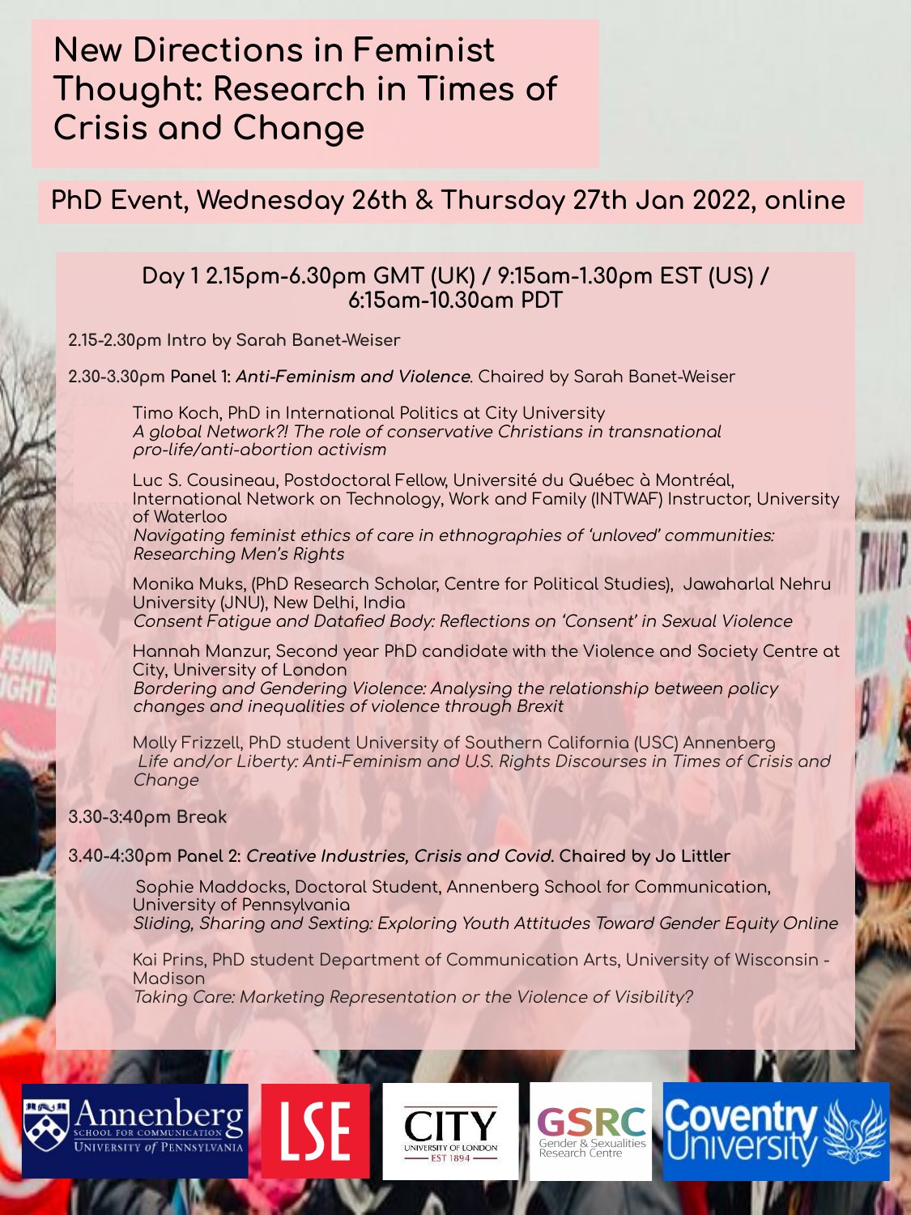# New Directions in Feminist Thought: Research in Times of Crisis and Change

## PhD Event, Wednesday 26th & Thursday 27th Jan 2022, online

### Day 1 2.15pm-6.30pm GMT (UK) / 9:15am-1.30pm EST (US) / 6:15am-10.30am PDT

**2.15-2.30pm Intro by Sarah Banet-Weiser**

**2.30-3.30pm Panel 1: *Anti-Feminism and Violence*.** Chaired by Sarah Banet-Weiser

Timo Koch, PhD in International Politics at City University
*A global Network?! The role of conservative Christians in transnational pro-life/anti-abortion activism*

Luc S. Cousineau, Postdoctoral Fellow, Université du Québec à Montréal, International Network on Technology, Work and Family (INTWAF) Instructor, University of Waterloo
*Navigating feminist ethics of care in ethnographies of 'unloved' communities: Researching Men's Rights*

Monika Muks, (PhD Research Scholar, Centre for Political Studies), Jawaharlal Nehru University (JNU), New Delhi, India
*Consent Fatigue and Datafied Body: Reflections on 'Consent' in Sexual Violence*

Hannah Manzur, Second year PhD candidate with the Violence and Society Centre at City, University of London
*Bordering and Gendering Violence: Analysing the relationship between policy changes and inequalities of violence through Brexit*

Molly Frizzell, PhD student University of Southern California (USC) Annenberg
*Life and/or Liberty: Anti-Feminism and U.S. Rights Discourses in Times of Crisis and Change*

**3.30-3:40pm Break**

**3.40-4:30pm Panel 2: *Creative Industries, Crisis and Covid*. Chaired by Jo Littler**

Sophie Maddocks, Doctoral Student, Annenberg School for Communication, University of Pennsylvania
*Sliding, Sharing and Sexting: Exploring Youth Attitudes Toward Gender Equity Online*

Kai Prins, PhD student Department of Communication Arts, University of Wisconsin - Madison
*Taking Care: Marketing Representation or the Violence of Visibility?*

Annenberg School for Communication, University of Pennsylvania | LSE | City University of London EST 1894 | GSRC Gender & Sexualities Research Centre | Coventry University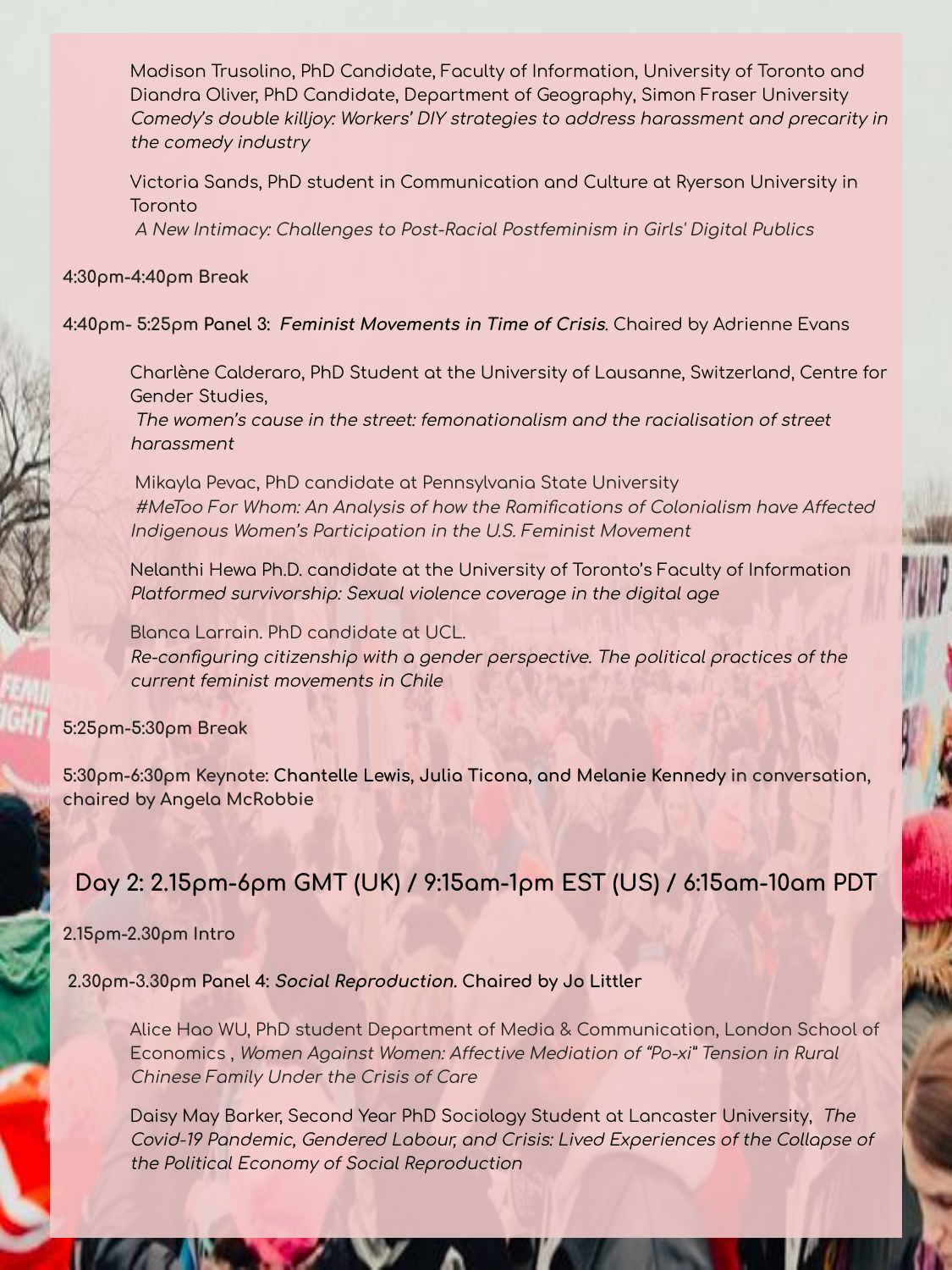Madison Trusolino, PhD Candidate, Faculty of Information, University of Toronto and Diandra Oliver, PhD Candidate, Department of Geography, Simon Fraser University
*Comedy's double killjoy: Workers' DIY strategies to address harassment and precarity in the comedy industry*

Victoria Sands, PhD student in Communication and Culture at Ryerson University in Toronto
*A New Intimacy: Challenges to Post-Racial Postfeminism in Girls' Digital Publics*

**4:30pm-4:40pm Break**

**4:40pm- 5:25pm Panel 3: *Feminist Movements in Time of Crisis*.** Chaired by Adrienne Evans

Charlène Calderaro, PhD Student at the University of Lausanne, Switzerland, Centre for Gender Studies,
*The women's cause in the street: femonationalism and the racialisation of street harassment*

Mikayla Pevac, PhD candidate at Pennsylvania State University
*#MeToo For Whom: An Analysis of how the Ramifications of Colonialism have Affected Indigenous Women's Participation in the U.S. Feminist Movement*

Nelanthi Hewa Ph.D. candidate at the University of Toronto's Faculty of Information
*Platformed survivorship: Sexual violence coverage in the digital age*

Blanca Larrain. PhD candidate at UCL.
*Re-configuring citizenship with a gender perspective. The political practices of the current feminist movements in Chile*

**5:25pm-5:30pm Break**

**5:30pm-6:30pm Keynote: Chantelle Lewis, Julia Ticona, and Melanie Kennedy in conversation, chaired by Angela McRobbie**

## Day 2: 2.15pm-6pm GMT (UK) / 9:15am-1pm EST (US) / 6:15am-10am PDT

**2.15pm-2.30pm Intro**

**2.30pm-3.30pm Panel 4: *Social Reproduction*. Chaired by Jo Littler**

Alice Hao WU, PhD student Department of Media & Communication, London School of Economics , *Women Against Women: Affective Mediation of "Po-xi" Tension in Rural Chinese Family Under the Crisis of Care*

Daisy May Barker, Second Year PhD Sociology Student at Lancaster University, *The Covid-19 Pandemic, Gendered Labour, and Crisis: Lived Experiences of the Collapse of the Political Economy of Social Reproduction*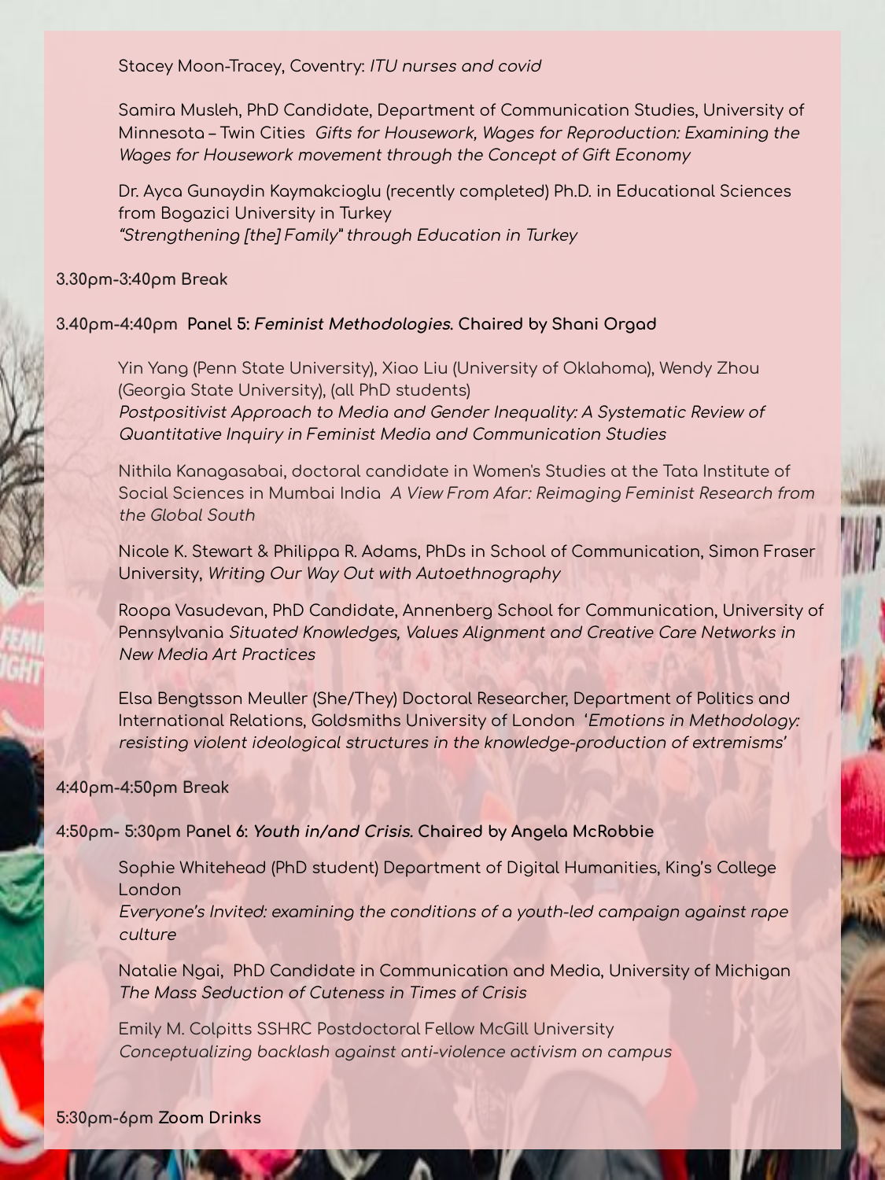Stacey Moon-Tracey, Coventry: *ITU nurses and covid*

Samira Musleh, PhD Candidate, Department of Communication Studies, University of Minnesota – Twin Cities *Gifts for Housework, Wages for Reproduction: Examining the Wages for Housework movement through the Concept of Gift Economy*

Dr. Ayca Gunaydin Kaymakcioglu (recently completed) Ph.D. in Educational Sciences from Bogazici University in Turkey
*"Strengthening [the] Family" through Education in Turkey*

**3.30pm-3:40pm Break**

**3.40pm-4:40pm Panel 5: *Feminist Methodologies.* Chaired by Shani Orgad**

Yin Yang (Penn State University), Xiao Liu (University of Oklahoma), Wendy Zhou (Georgia State University), (all PhD students)
*Postpositivist Approach to Media and Gender Inequality: A Systematic Review of Quantitative Inquiry in Feminist Media and Communication Studies*

Nithila Kanagasabai, doctoral candidate in Women's Studies at the Tata Institute of Social Sciences in Mumbai India *A View From Afar: Reimaging Feminist Research from the Global South*

Nicole K. Stewart & Philippa R. Adams, PhDs in School of Communication, Simon Fraser University, *Writing Our Way Out with Autoethnography*

Roopa Vasudevan, PhD Candidate, Annenberg School for Communication, University of Pennsylvania *Situated Knowledges, Values Alignment and Creative Care Networks in New Media Art Practices*

Elsa Bengtsson Meuller (She/They) Doctoral Researcher, Department of Politics and International Relations, Goldsmiths University of London *'Emotions in Methodology: resisting violent ideological structures in the knowledge-production of extremisms'*

**4:40pm-4:50pm Break**

**4:50pm- 5:30pm Panel 6: *Youth in/and Crisis.* Chaired by Angela McRobbie**

Sophie Whitehead (PhD student) Department of Digital Humanities, King's College London
*Everyone's Invited: examining the conditions of a youth-led campaign against rape culture*

Natalie Ngai, PhD Candidate in Communication and Media, University of Michigan
*The Mass Seduction of Cuteness in Times of Crisis*

Emily M. Colpitts SSHRC Postdoctoral Fellow McGill University
*Conceptualizing backlash against anti-violence activism on campus*

**5:30pm-6pm Zoom Drinks**